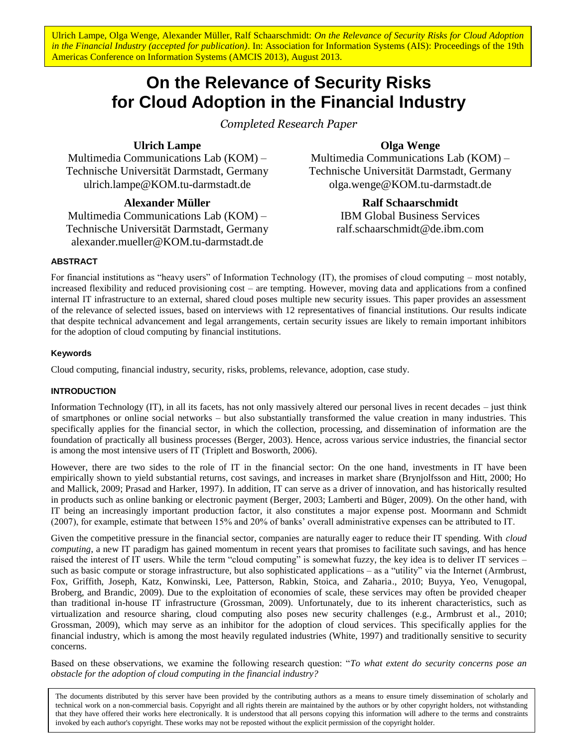Ulrich Lampe, Olga Wenge, Alexander Müller, Ralf Schaarschmidt: *On the Relevance of Security Risks for Cloud Adoption in the Financial Industry (accepted for publication)*. In: Association for Information Systems (AIS): Proceedings of the 19th Americas Conference on Information Systems (AMCIS 2013), August 2013.

# On the Relevance of Security Risks for Cloud Adoption in the Financial Industry

*Completed Research Paper*

**Ulrich Lampe**
Multimedia Communications Lab (KOM) – Technische Universität Darmstadt, Germany
ulrich.lampe@KOM.tu-darmstadt.de

**Olga Wenge**
Multimedia Communications Lab (KOM) – Technische Universität Darmstadt, Germany
olga.wenge@KOM.tu-darmstadt.de

**Alexander Müller**
Multimedia Communications Lab (KOM) – Technische Universität Darmstadt, Germany
alexander.mueller@KOM.tu-darmstadt.de

**Ralf Schaarschmidt**
IBM Global Business Services
ralf.schaarschmidt@de.ibm.com

## ABSTRACT

For financial institutions as "heavy users" of Information Technology (IT), the promises of cloud computing – most notably, increased flexibility and reduced provisioning cost – are tempting. However, moving data and applications from a confined internal IT infrastructure to an external, shared cloud poses multiple new security issues. This paper provides an assessment of the relevance of selected issues, based on interviews with 12 representatives of financial institutions. Our results indicate that despite technical advancement and legal arrangements, certain security issues are likely to remain important inhibitors for the adoption of cloud computing by financial institutions.

### Keywords

Cloud computing, financial industry, security, risks, problems, relevance, adoption, case study.

## INTRODUCTION

Information Technology (IT), in all its facets, has not only massively altered our personal lives in recent decades – just think of smartphones or online social networks – but also substantially transformed the value creation in many industries. This specifically applies for the financial sector, in which the collection, processing, and dissemination of information are the foundation of practically all business processes (Berger, 2003). Hence, across various service industries, the financial sector is among the most intensive users of IT (Triplett and Bosworth, 2006).

However, there are two sides to the role of IT in the financial sector: On the one hand, investments in IT have been empirically shown to yield substantial returns, cost savings, and increases in market share (Brynjolfsson and Hitt, 2000; Ho and Mallick, 2009; Prasad and Harker, 1997). In addition, IT can serve as a driver of innovation, and has historically resulted in products such as online banking or electronic payment (Berger, 2003; Lamberti and Büger, 2009). On the other hand, with IT being an increasingly important production factor, it also constitutes a major expense post. Moormann and Schmidt (2007), for example, estimate that between 15% and 20% of banks' overall administrative expenses can be attributed to IT.

Given the competitive pressure in the financial sector, companies are naturally eager to reduce their IT spending. With *cloud computing*, a new IT paradigm has gained momentum in recent years that promises to facilitate such savings, and has hence raised the interest of IT users. While the term "cloud computing" is somewhat fuzzy, the key idea is to deliver IT services – such as basic compute or storage infrastructure, but also sophisticated applications – as a "utility" via the Internet (Armbrust, Fox, Griffith, Joseph, Katz, Konwinski, Lee, Patterson, Rabkin, Stoica, and Zaharia., 2010; Buyya, Yeo, Venugopal, Broberg, and Brandic, 2009). Due to the exploitation of economies of scale, these services may often be provided cheaper than traditional in-house IT infrastructure (Grossman, 2009). Unfortunately, due to its inherent characteristics, such as virtualization and resource sharing, cloud computing also poses new security challenges (e.g., Armbrust et al., 2010; Grossman, 2009), which may serve as an inhibitor for the adoption of cloud services. This specifically applies for the financial industry, which is among the most heavily regulated industries (White, 1997) and traditionally sensitive to security concerns.

Based on these observations, we examine the following research question: "*To what extent do security concerns pose an obstacle for the adoption of cloud computing in the financial industry?*

The documents distributed by this server have been provided by the contributing authors as a means to ensure timely dissemination of scholarly and technical work on a non-commercial basis. Copyright and all rights therein are maintained by the authors or by other copyright holders, not withstanding that they have offered their works here electronically. It is understood that all persons copying this information will adhere to the terms and constraints invoked by each author's copyright. These works may not be reposted without the explicit permission of the copyright holder.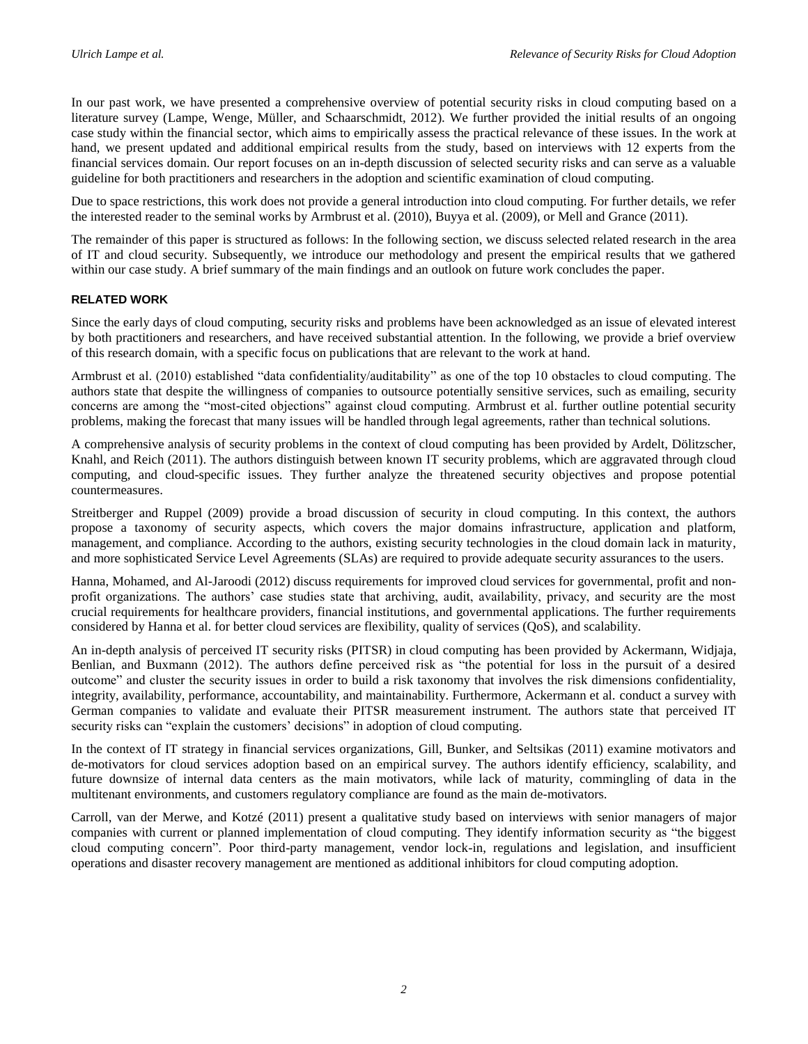In our past work, we have presented a comprehensive overview of potential security risks in cloud computing based on a literature survey (Lampe, Wenge, Müller, and Schaarschmidt, 2012). We further provided the initial results of an ongoing case study within the financial sector, which aims to empirically assess the practical relevance of these issues. In the work at hand, we present updated and additional empirical results from the study, based on interviews with 12 experts from the financial services domain. Our report focuses on an in-depth discussion of selected security risks and can serve as a valuable guideline for both practitioners and researchers in the adoption and scientific examination of cloud computing.

Due to space restrictions, this work does not provide a general introduction into cloud computing. For further details, we refer the interested reader to the seminal works by Armbrust et al. (2010), Buyya et al. (2009), or Mell and Grance (2011).

The remainder of this paper is structured as follows: In the following section, we discuss selected related research in the area of IT and cloud security. Subsequently, we introduce our methodology and present the empirical results that we gathered within our case study. A brief summary of the main findings and an outlook on future work concludes the paper.

## RELATED WORK

Since the early days of cloud computing, security risks and problems have been acknowledged as an issue of elevated interest by both practitioners and researchers, and have received substantial attention. In the following, we provide a brief overview of this research domain, with a specific focus on publications that are relevant to the work at hand.

Armbrust et al. (2010) established "data confidentiality/auditability" as one of the top 10 obstacles to cloud computing. The authors state that despite the willingness of companies to outsource potentially sensitive services, such as emailing, security concerns are among the "most-cited objections" against cloud computing. Armbrust et al. further outline potential security problems, making the forecast that many issues will be handled through legal agreements, rather than technical solutions.

A comprehensive analysis of security problems in the context of cloud computing has been provided by Ardelt, Dölitzscher, Knahl, and Reich (2011). The authors distinguish between known IT security problems, which are aggravated through cloud computing, and cloud-specific issues. They further analyze the threatened security objectives and propose potential countermeasures.

Streitberger and Ruppel (2009) provide a broad discussion of security in cloud computing. In this context, the authors propose a taxonomy of security aspects, which covers the major domains infrastructure, application and platform, management, and compliance. According to the authors, existing security technologies in the cloud domain lack in maturity, and more sophisticated Service Level Agreements (SLAs) are required to provide adequate security assurances to the users.

Hanna, Mohamed, and Al-Jaroodi (2012) discuss requirements for improved cloud services for governmental, profit and non-profit organizations. The authors' case studies state that archiving, audit, availability, privacy, and security are the most crucial requirements for healthcare providers, financial institutions, and governmental applications. The further requirements considered by Hanna et al. for better cloud services are flexibility, quality of services (QoS), and scalability.

An in-depth analysis of perceived IT security risks (PITSR) in cloud computing has been provided by Ackermann, Widjaja, Benlian, and Buxmann (2012). The authors define perceived risk as "the potential for loss in the pursuit of a desired outcome" and cluster the security issues in order to build a risk taxonomy that involves the risk dimensions confidentiality, integrity, availability, performance, accountability, and maintainability. Furthermore, Ackermann et al. conduct a survey with German companies to validate and evaluate their PITSR measurement instrument. The authors state that perceived IT security risks can "explain the customers' decisions" in adoption of cloud computing.

In the context of IT strategy in financial services organizations, Gill, Bunker, and Seltsikas (2011) examine motivators and de-motivators for cloud services adoption based on an empirical survey. The authors identify efficiency, scalability, and future downsize of internal data centers as the main motivators, while lack of maturity, commingling of data in the multitenant environments, and customers regulatory compliance are found as the main de-motivators.

Carroll, van der Merwe, and Kotzé (2011) present a qualitative study based on interviews with senior managers of major companies with current or planned implementation of cloud computing. They identify information security as "the biggest cloud computing concern". Poor third-party management, vendor lock-in, regulations and legislation, and insufficient operations and disaster recovery management are mentioned as additional inhibitors for cloud computing adoption.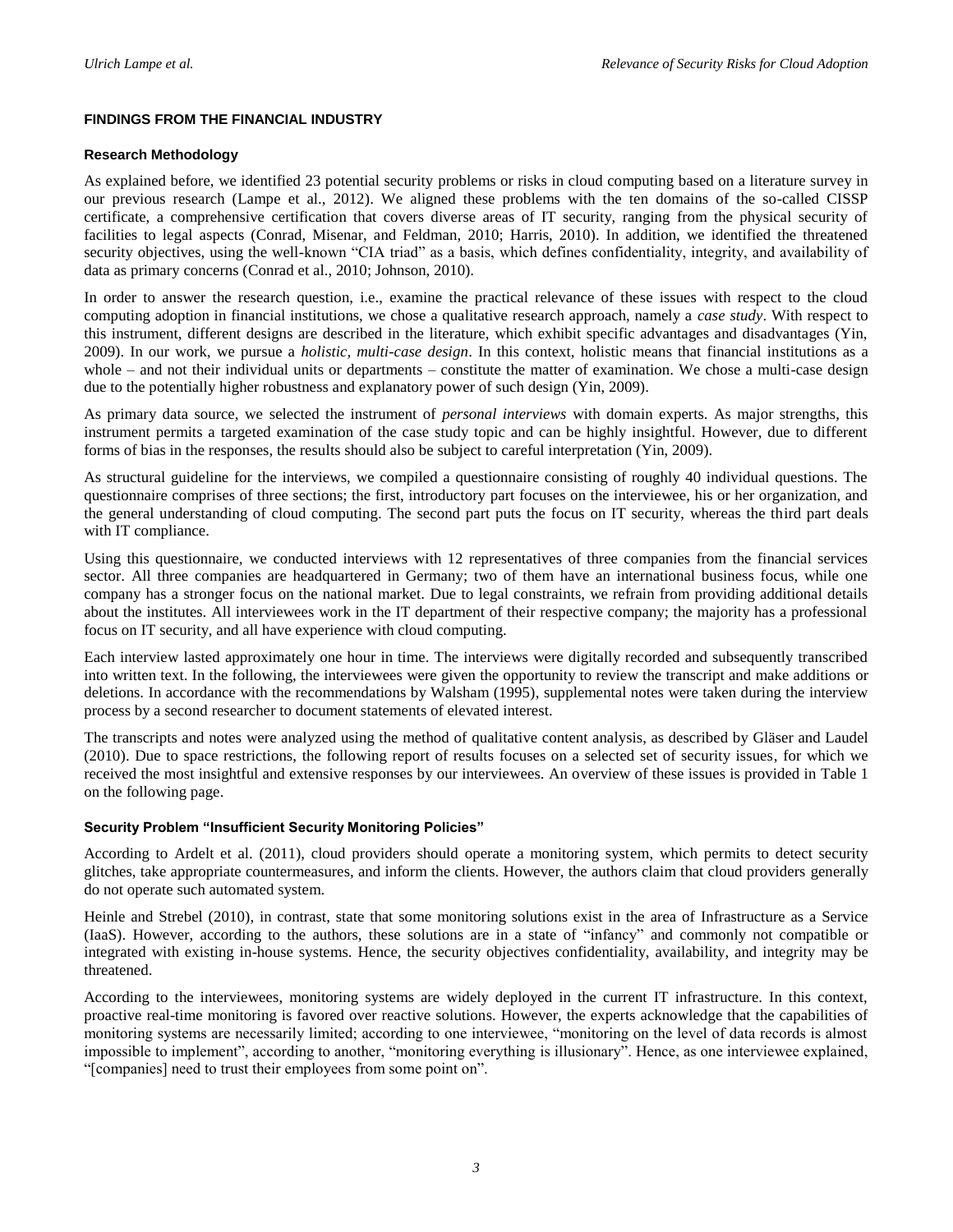### FINDINGS FROM THE FINANCIAL INDUSTRY

#### Research Methodology

As explained before, we identified 23 potential security problems or risks in cloud computing based on a literature survey in our previous research (Lampe et al., 2012). We aligned these problems with the ten domains of the so-called CISSP certificate, a comprehensive certification that covers diverse areas of IT security, ranging from the physical security of facilities to legal aspects (Conrad, Misenar, and Feldman, 2010; Harris, 2010). In addition, we identified the threatened security objectives, using the well-known "CIA triad" as a basis, which defines confidentiality, integrity, and availability of data as primary concerns (Conrad et al., 2010; Johnson, 2010).

In order to answer the research question, i.e., examine the practical relevance of these issues with respect to the cloud computing adoption in financial institutions, we chose a qualitative research approach, namely a *case study*. With respect to this instrument, different designs are described in the literature, which exhibit specific advantages and disadvantages (Yin, 2009). In our work, we pursue a *holistic, multi-case design*. In this context, holistic means that financial institutions as a whole – and not their individual units or departments – constitute the matter of examination. We chose a multi-case design due to the potentially higher robustness and explanatory power of such design (Yin, 2009).

As primary data source, we selected the instrument of *personal interviews* with domain experts. As major strengths, this instrument permits a targeted examination of the case study topic and can be highly insightful. However, due to different forms of bias in the responses, the results should also be subject to careful interpretation (Yin, 2009).

As structural guideline for the interviews, we compiled a questionnaire consisting of roughly 40 individual questions. The questionnaire comprises of three sections; the first, introductory part focuses on the interviewee, his or her organization, and the general understanding of cloud computing. The second part puts the focus on IT security, whereas the third part deals with IT compliance.

Using this questionnaire, we conducted interviews with 12 representatives of three companies from the financial services sector. All three companies are headquartered in Germany; two of them have an international business focus, while one company has a stronger focus on the national market. Due to legal constraints, we refrain from providing additional details about the institutes. All interviewees work in the IT department of their respective company; the majority has a professional focus on IT security, and all have experience with cloud computing.

Each interview lasted approximately one hour in time. The interviews were digitally recorded and subsequently transcribed into written text. In the following, the interviewees were given the opportunity to review the transcript and make additions or deletions. In accordance with the recommendations by Walsham (1995), supplemental notes were taken during the interview process by a second researcher to document statements of elevated interest.

The transcripts and notes were analyzed using the method of qualitative content analysis, as described by Gläser and Laudel (2010). Due to space restrictions, the following report of results focuses on a selected set of security issues, for which we received the most insightful and extensive responses by our interviewees. An overview of these issues is provided in Table 1 on the following page.

#### Security Problem "Insufficient Security Monitoring Policies"

According to Ardelt et al. (2011), cloud providers should operate a monitoring system, which permits to detect security glitches, take appropriate countermeasures, and inform the clients. However, the authors claim that cloud providers generally do not operate such automated system.

Heinle and Strebel (2010), in contrast, state that some monitoring solutions exist in the area of Infrastructure as a Service (IaaS). However, according to the authors, these solutions are in a state of "infancy" and commonly not compatible or integrated with existing in-house systems. Hence, the security objectives confidentiality, availability, and integrity may be threatened.

According to the interviewees, monitoring systems are widely deployed in the current IT infrastructure. In this context, proactive real-time monitoring is favored over reactive solutions. However, the experts acknowledge that the capabilities of monitoring systems are necessarily limited; according to one interviewee, "monitoring on the level of data records is almost impossible to implement", according to another, "monitoring everything is illusionary". Hence, as one interviewee explained, "[companies] need to trust their employees from some point on".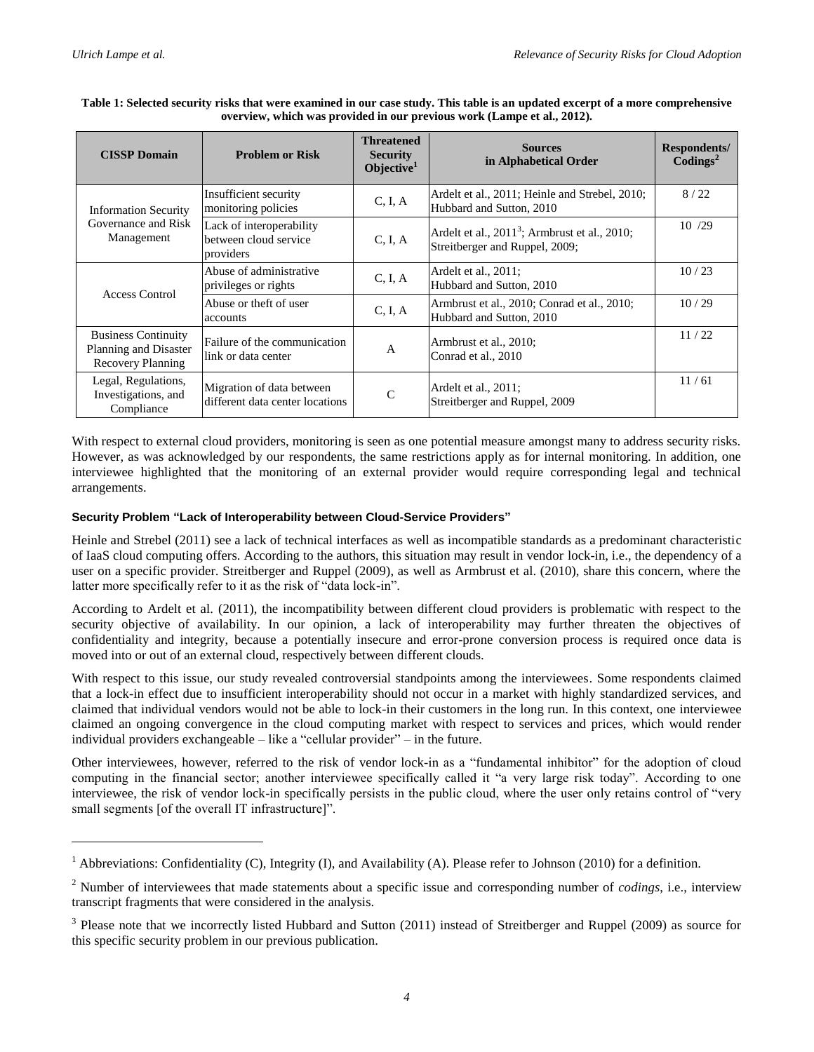**Table 1: Selected security risks that were examined in our case study. This table is an updated excerpt of a more comprehensive overview, which was provided in our previous work (Lampe et al., 2012).**

| CISSP Domain | Problem or Risk | Threatened Security Objective[1] | Sources in Alphabetical Order | Respondents/ Codings[2] |
|---|---|---|---|---|
| Information Security Governance and Risk Management | Insufficient security monitoring policies | C, I, A | Ardelt et al., 2011; Heinle and Strebel, 2010; Hubbard and Sutton, 2010 | 8 / 22 |
| | Lack of interoperability between cloud service providers | C, I, A | Ardelt et al., 2011[3]; Armbrust et al., 2010; Streitberger and Ruppel, 2009; | 10 /29 |
| Access Control | Abuse of administrative privileges or rights | C, I, A | Ardelt et al., 2011; Hubbard and Sutton, 2010 | 10 / 23 |
| | Abuse or theft of user accounts | C, I, A | Armbrust et al., 2010; Conrad et al., 2010; Hubbard and Sutton, 2010 | 10 / 29 |
| Business Continuity Planning and Disaster Recovery Planning | Failure of the communication link or data center | A | Armbrust et al., 2010; Conrad et al., 2010 | 11 / 22 |
| Legal, Regulations, Investigations, and Compliance | Migration of data between different data center locations | C | Ardelt et al., 2011; Streitberger and Ruppel, 2009 | 11 / 61 |

With respect to external cloud providers, monitoring is seen as one potential measure amongst many to address security risks. However, as was acknowledged by our respondents, the same restrictions apply as for internal monitoring. In addition, one interviewee highlighted that the monitoring of an external provider would require corresponding legal and technical arrangements.

#### Security Problem "Lack of Interoperability between Cloud-Service Providers"

Heinle and Strebel (2011) see a lack of technical interfaces as well as incompatible standards as a predominant characteristic of IaaS cloud computing offers. According to the authors, this situation may result in vendor lock-in, i.e., the dependency of a user on a specific provider. Streitberger and Ruppel (2009), as well as Armbrust et al. (2010), share this concern, where the latter more specifically refer to it as the risk of "data lock-in".

According to Ardelt et al. (2011), the incompatibility between different cloud providers is problematic with respect to the security objective of availability. In our opinion, a lack of interoperability may further threaten the objectives of confidentiality and integrity, because a potentially insecure and error-prone conversion process is required once data is moved into or out of an external cloud, respectively between different clouds.

With respect to this issue, our study revealed controversial standpoints among the interviewees. Some respondents claimed that a lock-in effect due to insufficient interoperability should not occur in a market with highly standardized services, and claimed that individual vendors would not be able to lock-in their customers in the long run. In this context, one interviewee claimed an ongoing convergence in the cloud computing market with respect to services and prices, which would render individual providers exchangeable – like a "cellular provider" – in the future.

Other interviewees, however, referred to the risk of vendor lock-in as a "fundamental inhibitor" for the adoption of cloud computing in the financial sector; another interviewee specifically called it "a very large risk today". According to one interviewee, the risk of vendor lock-in specifically persists in the public cloud, where the user only retains control of "very small segments [of the overall IT infrastructure]".

---

[1] Abbreviations: Confidentiality (C), Integrity (I), and Availability (A). Please refer to Johnson (2010) for a definition.

[2] Number of interviewees that made statements about a specific issue and corresponding number of *codings*, i.e., interview transcript fragments that were considered in the analysis.

[3] Please note that we incorrectly listed Hubbard and Sutton (2011) instead of Streitberger and Ruppel (2009) as source for this specific security problem in our previous publication.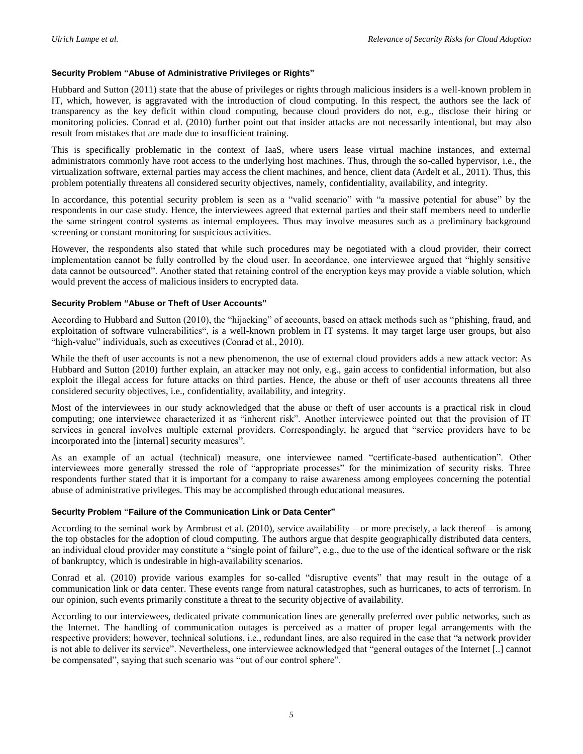#### Security Problem "Abuse of Administrative Privileges or Rights"

Hubbard and Sutton (2011) state that the abuse of privileges or rights through malicious insiders is a well-known problem in IT, which, however, is aggravated with the introduction of cloud computing. In this respect, the authors see the lack of transparency as the key deficit within cloud computing, because cloud providers do not, e.g., disclose their hiring or monitoring policies. Conrad et al. (2010) further point out that insider attacks are not necessarily intentional, but may also result from mistakes that are made due to insufficient training.

This is specifically problematic in the context of IaaS, where users lease virtual machine instances, and external administrators commonly have root access to the underlying host machines. Thus, through the so-called hypervisor, i.e., the virtualization software, external parties may access the client machines, and hence, client data (Ardelt et al., 2011). Thus, this problem potentially threatens all considered security objectives, namely, confidentiality, availability, and integrity.

In accordance, this potential security problem is seen as a "valid scenario" with "a massive potential for abuse" by the respondents in our case study. Hence, the interviewees agreed that external parties and their staff members need to underlie the same stringent control systems as internal employees. Thus may involve measures such as a preliminary background screening or constant monitoring for suspicious activities.

However, the respondents also stated that while such procedures may be negotiated with a cloud provider, their correct implementation cannot be fully controlled by the cloud user. In accordance, one interviewee argued that "highly sensitive data cannot be outsourced". Another stated that retaining control of the encryption keys may provide a viable solution, which would prevent the access of malicious insiders to encrypted data.

#### Security Problem "Abuse or Theft of User Accounts"

According to Hubbard and Sutton (2010), the "hijacking" of accounts, based on attack methods such as "phishing, fraud, and exploitation of software vulnerabilities", is a well-known problem in IT systems. It may target large user groups, but also "high-value" individuals, such as executives (Conrad et al., 2010).

While the theft of user accounts is not a new phenomenon, the use of external cloud providers adds a new attack vector: As Hubbard and Sutton (2010) further explain, an attacker may not only, e.g., gain access to confidential information, but also exploit the illegal access for future attacks on third parties. Hence, the abuse or theft of user accounts threatens all three considered security objectives, i.e., confidentiality, availability, and integrity.

Most of the interviewees in our study acknowledged that the abuse or theft of user accounts is a practical risk in cloud computing; one interviewee characterized it as "inherent risk". Another interviewee pointed out that the provision of IT services in general involves multiple external providers. Correspondingly, he argued that "service providers have to be incorporated into the [internal] security measures".

As an example of an actual (technical) measure, one interviewee named "certificate-based authentication". Other interviewees more generally stressed the role of "appropriate processes" for the minimization of security risks. Three respondents further stated that it is important for a company to raise awareness among employees concerning the potential abuse of administrative privileges. This may be accomplished through educational measures.

#### Security Problem "Failure of the Communication Link or Data Center"

According to the seminal work by Armbrust et al. (2010), service availability – or more precisely, a lack thereof – is among the top obstacles for the adoption of cloud computing. The authors argue that despite geographically distributed data centers, an individual cloud provider may constitute a "single point of failure", e.g., due to the use of the identical software or the risk of bankruptcy, which is undesirable in high-availability scenarios.

Conrad et al. (2010) provide various examples for so-called "disruptive events" that may result in the outage of a communication link or data center. These events range from natural catastrophes, such as hurricanes, to acts of terrorism. In our opinion, such events primarily constitute a threat to the security objective of availability.

According to our interviewees, dedicated private communication lines are generally preferred over public networks, such as the Internet. The handling of communication outages is perceived as a matter of proper legal arrangements with the respective providers; however, technical solutions, i.e., redundant lines, are also required in the case that "a network provider is not able to deliver its service". Nevertheless, one interviewee acknowledged that "general outages of the Internet [..] cannot be compensated", saying that such scenario was "out of our control sphere".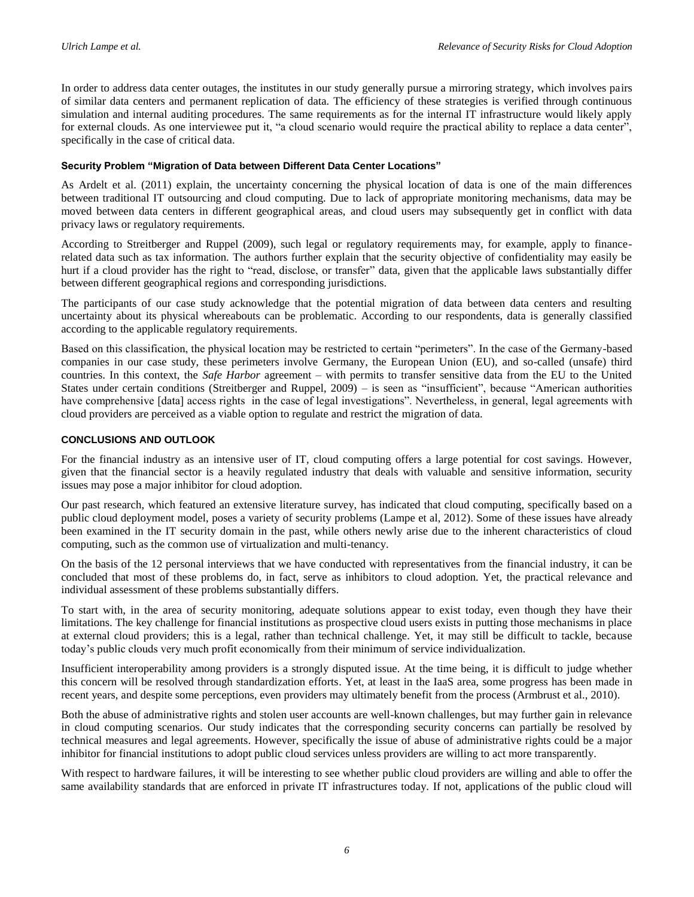In order to address data center outages, the institutes in our study generally pursue a mirroring strategy, which involves pairs of similar data centers and permanent replication of data. The efficiency of these strategies is verified through continuous simulation and internal auditing procedures. The same requirements as for the internal IT infrastructure would likely apply for external clouds. As one interviewee put it, "a cloud scenario would require the practical ability to replace a data center", specifically in the case of critical data.

#### Security Problem "Migration of Data between Different Data Center Locations"

As Ardelt et al. (2011) explain, the uncertainty concerning the physical location of data is one of the main differences between traditional IT outsourcing and cloud computing. Due to lack of appropriate monitoring mechanisms, data may be moved between data centers in different geographical areas, and cloud users may subsequently get in conflict with data privacy laws or regulatory requirements.

According to Streitberger and Ruppel (2009), such legal or regulatory requirements may, for example, apply to finance-related data such as tax information. The authors further explain that the security objective of confidentiality may easily be hurt if a cloud provider has the right to "read, disclose, or transfer" data, given that the applicable laws substantially differ between different geographical regions and corresponding jurisdictions.

The participants of our case study acknowledge that the potential migration of data between data centers and resulting uncertainty about its physical whereabouts can be problematic. According to our respondents, data is generally classified according to the applicable regulatory requirements.

Based on this classification, the physical location may be restricted to certain "perimeters". In the case of the Germany-based companies in our case study, these perimeters involve Germany, the European Union (EU), and so-called (unsafe) third countries. In this context, the *Safe Harbor* agreement – with permits to transfer sensitive data from the EU to the United States under certain conditions (Streitberger and Ruppel, 2009) – is seen as "insufficient", because "American authorities have comprehensive [data] access rights in the case of legal investigations". Nevertheless, in general, legal agreements with cloud providers are perceived as a viable option to regulate and restrict the migration of data.

## CONCLUSIONS AND OUTLOOK

For the financial industry as an intensive user of IT, cloud computing offers a large potential for cost savings. However, given that the financial sector is a heavily regulated industry that deals with valuable and sensitive information, security issues may pose a major inhibitor for cloud adoption.

Our past research, which featured an extensive literature survey, has indicated that cloud computing, specifically based on a public cloud deployment model, poses a variety of security problems (Lampe et al, 2012). Some of these issues have already been examined in the IT security domain in the past, while others newly arise due to the inherent characteristics of cloud computing, such as the common use of virtualization and multi-tenancy.

On the basis of the 12 personal interviews that we have conducted with representatives from the financial industry, it can be concluded that most of these problems do, in fact, serve as inhibitors to cloud adoption. Yet, the practical relevance and individual assessment of these problems substantially differs.

To start with, in the area of security monitoring, adequate solutions appear to exist today, even though they have their limitations. The key challenge for financial institutions as prospective cloud users exists in putting those mechanisms in place at external cloud providers; this is a legal, rather than technical challenge. Yet, it may still be difficult to tackle, because today's public clouds very much profit economically from their minimum of service individualization.

Insufficient interoperability among providers is a strongly disputed issue. At the time being, it is difficult to judge whether this concern will be resolved through standardization efforts. Yet, at least in the IaaS area, some progress has been made in recent years, and despite some perceptions, even providers may ultimately benefit from the process (Armbrust et al., 2010).

Both the abuse of administrative rights and stolen user accounts are well-known challenges, but may further gain in relevance in cloud computing scenarios. Our study indicates that the corresponding security concerns can partially be resolved by technical measures and legal agreements. However, specifically the issue of abuse of administrative rights could be a major inhibitor for financial institutions to adopt public cloud services unless providers are willing to act more transparently.

With respect to hardware failures, it will be interesting to see whether public cloud providers are willing and able to offer the same availability standards that are enforced in private IT infrastructures today. If not, applications of the public cloud will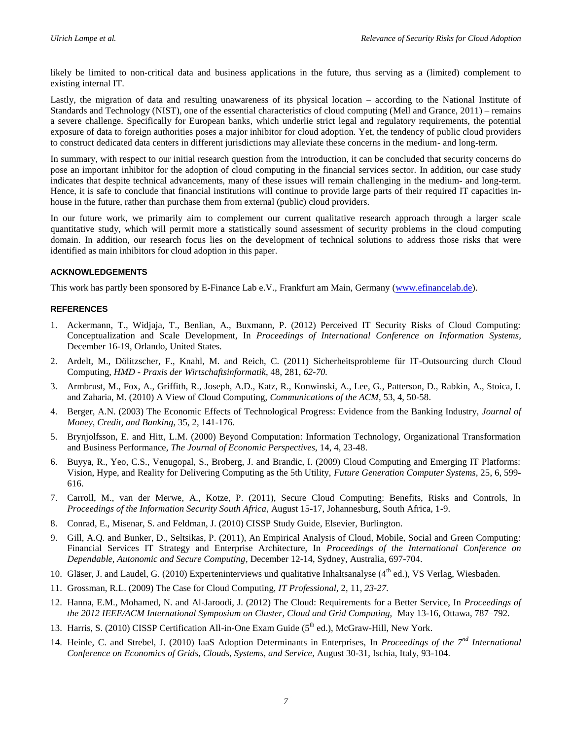likely be limited to non-critical data and business applications in the future, thus serving as a (limited) complement to existing internal IT.

Lastly, the migration of data and resulting unawareness of its physical location – according to the National Institute of Standards and Technology (NIST), one of the essential characteristics of cloud computing (Mell and Grance, 2011) – remains a severe challenge. Specifically for European banks, which underlie strict legal and regulatory requirements, the potential exposure of data to foreign authorities poses a major inhibitor for cloud adoption. Yet, the tendency of public cloud providers to construct dedicated data centers in different jurisdictions may alleviate these concerns in the medium- and long-term.

In summary, with respect to our initial research question from the introduction, it can be concluded that security concerns do pose an important inhibitor for the adoption of cloud computing in the financial services sector. In addition, our case study indicates that despite technical advancements, many of these issues will remain challenging in the medium- and long-term. Hence, it is safe to conclude that financial institutions will continue to provide large parts of their required IT capacities in-house in the future, rather than purchase them from external (public) cloud providers.

In our future work, we primarily aim to complement our current qualitative research approach through a larger scale quantitative study, which will permit more a statistically sound assessment of security problems in the cloud computing domain. In addition, our research focus lies on the development of technical solutions to address those risks that were identified as main inhibitors for cloud adoption in this paper.

### ACKNOWLEDGEMENTS

This work has partly been sponsored by E-Finance Lab e.V., Frankfurt am Main, Germany (www.efinancelab.de).

### REFERENCES

1. Ackermann, T., Widjaja, T., Benlian, A., Buxmann, P. (2012) Perceived IT Security Risks of Cloud Computing: Conceptualization and Scale Development, In *Proceedings of International Conference on Information Systems*, December 16-19, Orlando, United States.
2. Ardelt, M., Dölitzscher, F., Knahl, M. and Reich, C. (2011) Sicherheitsprobleme für IT-Outsourcing durch Cloud Computing, *HMD - Praxis der Wirtschaftsinformatik*, 48, 281, *62-70.*
3. Armbrust, M., Fox, A., Griffith, R., Joseph, A.D., Katz, R., Konwinski, A., Lee, G., Patterson, D., Rabkin, A., Stoica, I. and Zaharia, M. (2010) A View of Cloud Computing, *Communications of the ACM*, 53, 4, 50-58.
4. Berger, A.N. (2003) The Economic Effects of Technological Progress: Evidence from the Banking Industry, *Journal of Money, Credit, and Banking*, 35, 2, 141-176.
5. Brynjolfsson, E. and Hitt, L.M. (2000) Beyond Computation: Information Technology, Organizational Transformation and Business Performance, *The Journal of Economic Perspectives*, 14, 4, 23-48.
6. Buyya, R., Yeo, C.S., Venugopal, S., Broberg, J. and Brandic, I. (2009) Cloud Computing and Emerging IT Platforms: Vision, Hype, and Reality for Delivering Computing as the 5th Utility, *Future Generation Computer Systems*, 25, 6, 599-616.
7. Carroll, M., van der Merwe, A., Kotze, P. (2011), Secure Cloud Computing: Benefits, Risks and Controls, In *Proceedings of the Information Security South Africa*, August 15-17, Johannesburg, South Africa, 1-9.
8. Conrad, E., Misenar, S. and Feldman, J. (2010) CISSP Study Guide, Elsevier, Burlington.
9. Gill, A.Q. and Bunker, D., Seltsikas, P. (2011), An Empirical Analysis of Cloud, Mobile, Social and Green Computing: Financial Services IT Strategy and Enterprise Architecture, In *Proceedings of the International Conference on Dependable, Autonomic and Secure Computing*, December 12-14, Sydney, Australia, 697-704.
10. Gläser, J. and Laudel, G. (2010) Experteninterviews und qualitative Inhaltsanalyse (4th ed.), VS Verlag, Wiesbaden.
11. Grossman, R.L. (2009) The Case for Cloud Computing, *IT Professional*, 2, 11, *23-27.*
12. Hanna, E.M., Mohamed, N. and Al-Jaroodi, J. (2012) The Cloud: Requirements for a Better Service, In *Proceedings of the 2012 IEEE/ACM International Symposium on Cluster, Cloud and Grid Computing,* May 13-16, Ottawa, 787–792.
13. Harris, S. (2010) CISSP Certification All-in-One Exam Guide (5th ed.), McGraw-Hill, New York.
14. Heinle, C. and Strebel, J. (2010) IaaS Adoption Determinants in Enterprises, In *Proceedings of the 7nd International Conference on Economics of Grids, Clouds, Systems, and Service*, August 30-31, Ischia, Italy, 93-104.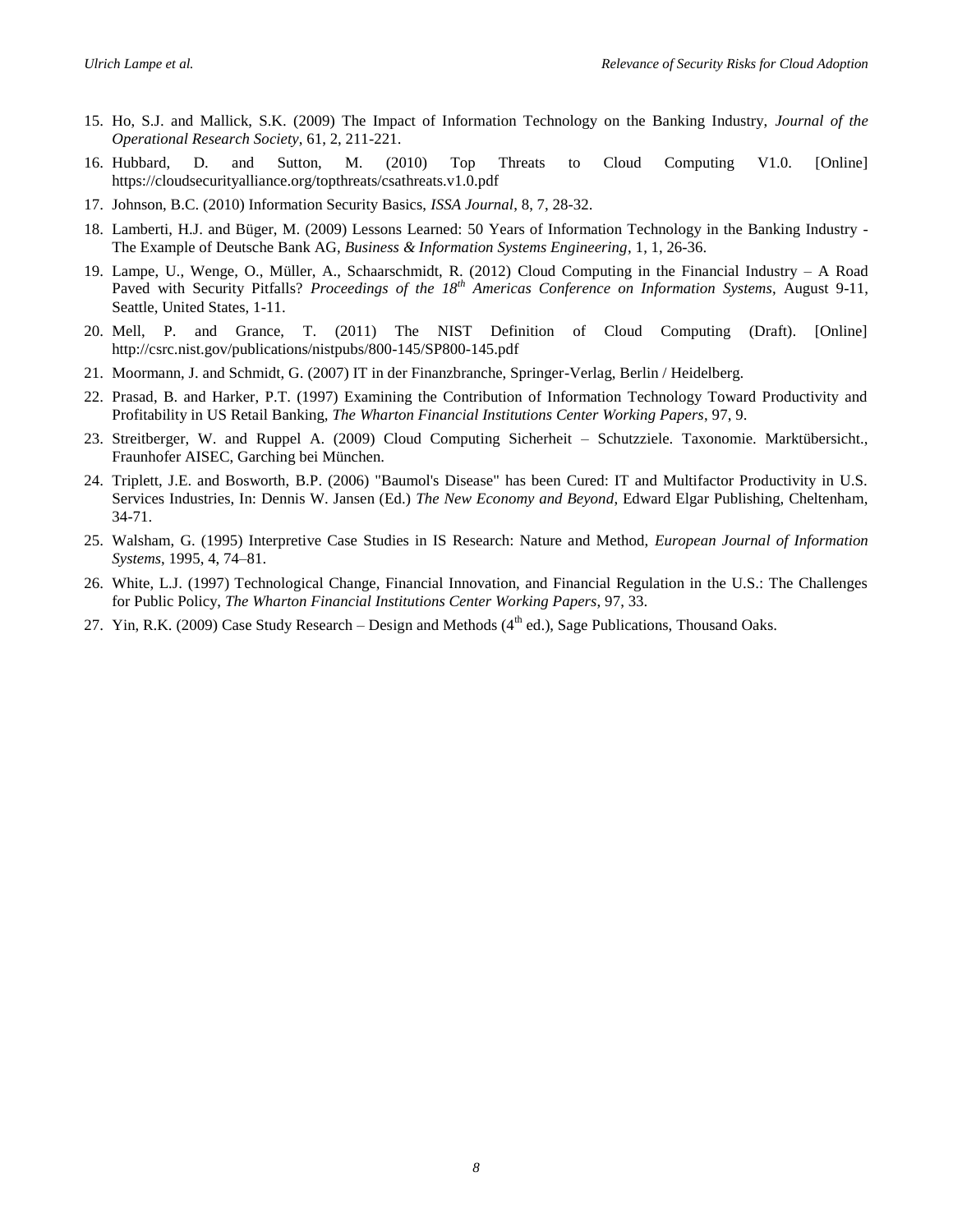15. Ho, S.J. and Mallick, S.K. (2009) The Impact of Information Technology on the Banking Industry, *Journal of the Operational Research Society*, 61, 2, 211-221.
16. Hubbard, D. and Sutton, M. (2010) Top Threats to Cloud Computing V1.0. [Online] https://cloudsecurityalliance.org/topthreats/csathreats.v1.0.pdf
17. Johnson, B.C. (2010) Information Security Basics, *ISSA Journal*, 8, 7, 28-32.
18. Lamberti, H.J. and Büger, M. (2009) Lessons Learned: 50 Years of Information Technology in the Banking Industry - The Example of Deutsche Bank AG, *Business & Information Systems Engineering*, 1, 1, 26-36.
19. Lampe, U., Wenge, O., Müller, A., Schaarschmidt, R. (2012) Cloud Computing in the Financial Industry – A Road Paved with Security Pitfalls? *Proceedings of the 18th Americas Conference on Information Systems*, August 9-11, Seattle, United States, 1-11.
20. Mell, P. and Grance, T. (2011) The NIST Definition of Cloud Computing (Draft). [Online] http://csrc.nist.gov/publications/nistpubs/800-145/SP800-145.pdf
21. Moormann, J. and Schmidt, G. (2007) IT in der Finanzbranche, Springer-Verlag, Berlin / Heidelberg.
22. Prasad, B. and Harker, P.T. (1997) Examining the Contribution of Information Technology Toward Productivity and Profitability in US Retail Banking, *The Wharton Financial Institutions Center Working Papers*, 97, 9.
23. Streitberger, W. and Ruppel A. (2009) Cloud Computing Sicherheit – Schutzziele. Taxonomie. Marktübersicht., Fraunhofer AISEC, Garching bei München.
24. Triplett, J.E. and Bosworth, B.P. (2006) "Baumol's Disease" has been Cured: IT and Multifactor Productivity in U.S. Services Industries, In: Dennis W. Jansen (Ed.) *The New Economy and Beyond*, Edward Elgar Publishing, Cheltenham, 34-71.
25. Walsham, G. (1995) Interpretive Case Studies in IS Research: Nature and Method, *European Journal of Information Systems*, 1995, 4, 74–81.
26. White, L.J. (1997) Technological Change, Financial Innovation, and Financial Regulation in the U.S.: The Challenges for Public Policy, *The Wharton Financial Institutions Center Working Papers*, 97, 33.
27. Yin, R.K. (2009) Case Study Research – Design and Methods (4th ed.), Sage Publications, Thousand Oaks.